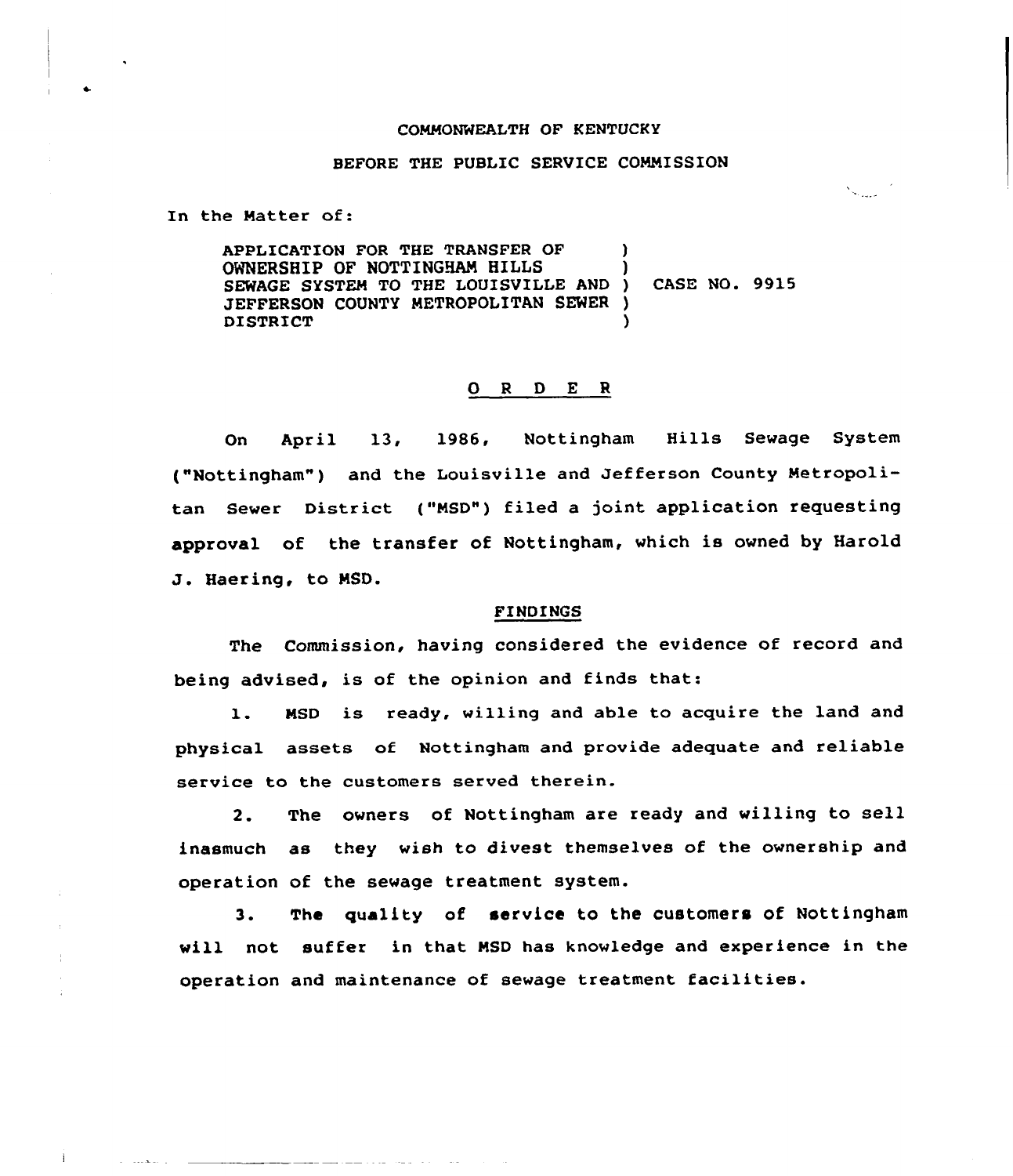COMMONWEALTH OF KENTUCKY

BEFORE THE PUBLIC SERVICE COMMISSION

In the Matter of:

APPLICATION FOR THE TRANSFER OF OWNERSHIP OF NOTTINGHAM HILLS SEWAGE SYSTEM TO THE LOUISVILLE AND JEFFERSON COUNTY METROPOLITAN SEWER DISTRICT ) CASE NO. 9915

# ORDER

On April 13, 1986, Nottingham Hills Sewage System ("Nottingham") and the Louisville and Jefferson County Metropolitan Sewer District ("MSD") filed a joint application requesting approval of the transfer of Nottingham, which is owned by Harold J. Haering, to MSD.

## FINDINGS

The Commission, having considered the evidence of record and being advised, is of the opinion and finds that:

1. MSD is ready, willing and able to acquire the land and physical assets of Nottingham and provide adequate and reliable service to the customers served therein.

2. The owners of Nottingham are ready and willing to sell inasmuch as they wish to divest themselves of the ownership and operation of the sewage treatment system.

3. The quality of service to the customers of Nottingham will not suffer in that MSD has knowledge and experience in the operation and maintenance of sewage treatment facilities.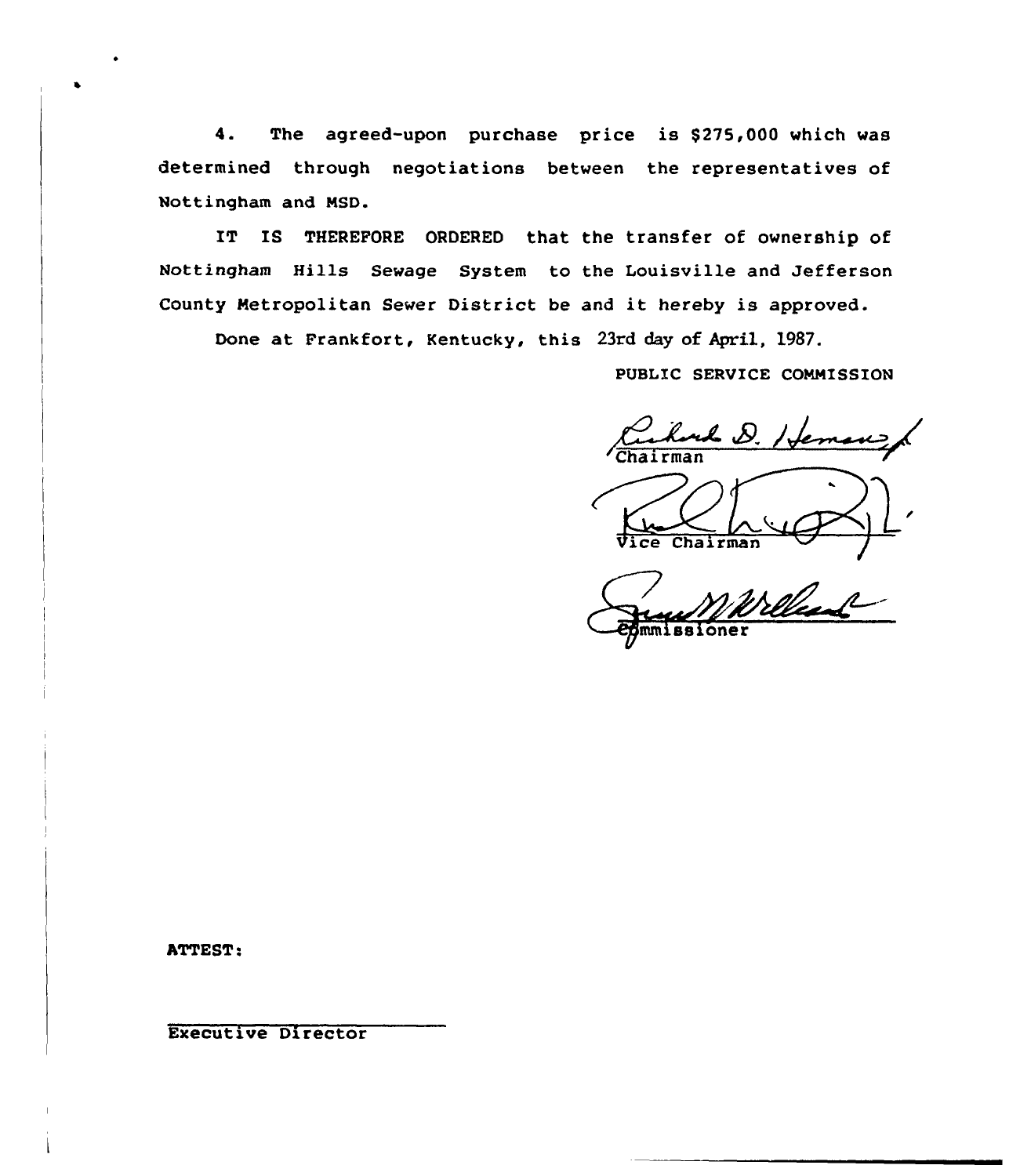4. The agreed-upon purchase price is $275,000 which was determined through negotiations between the representatives of Nottingham and MSD.

IT IS THEREFORE ORDERED that the transfer of ownership of Nottingham Hills Sewage System to the Louisville and Jefferson County Metropolitan Sewer District be and it hereby is approved.

Done at Frankfort, Kentucky, this 23rd day of April, 1987.

PUBLIC SERVICE COMMISSION

Chairman

Vice Chairman

Commissioner

ATTEST:

Executive Director